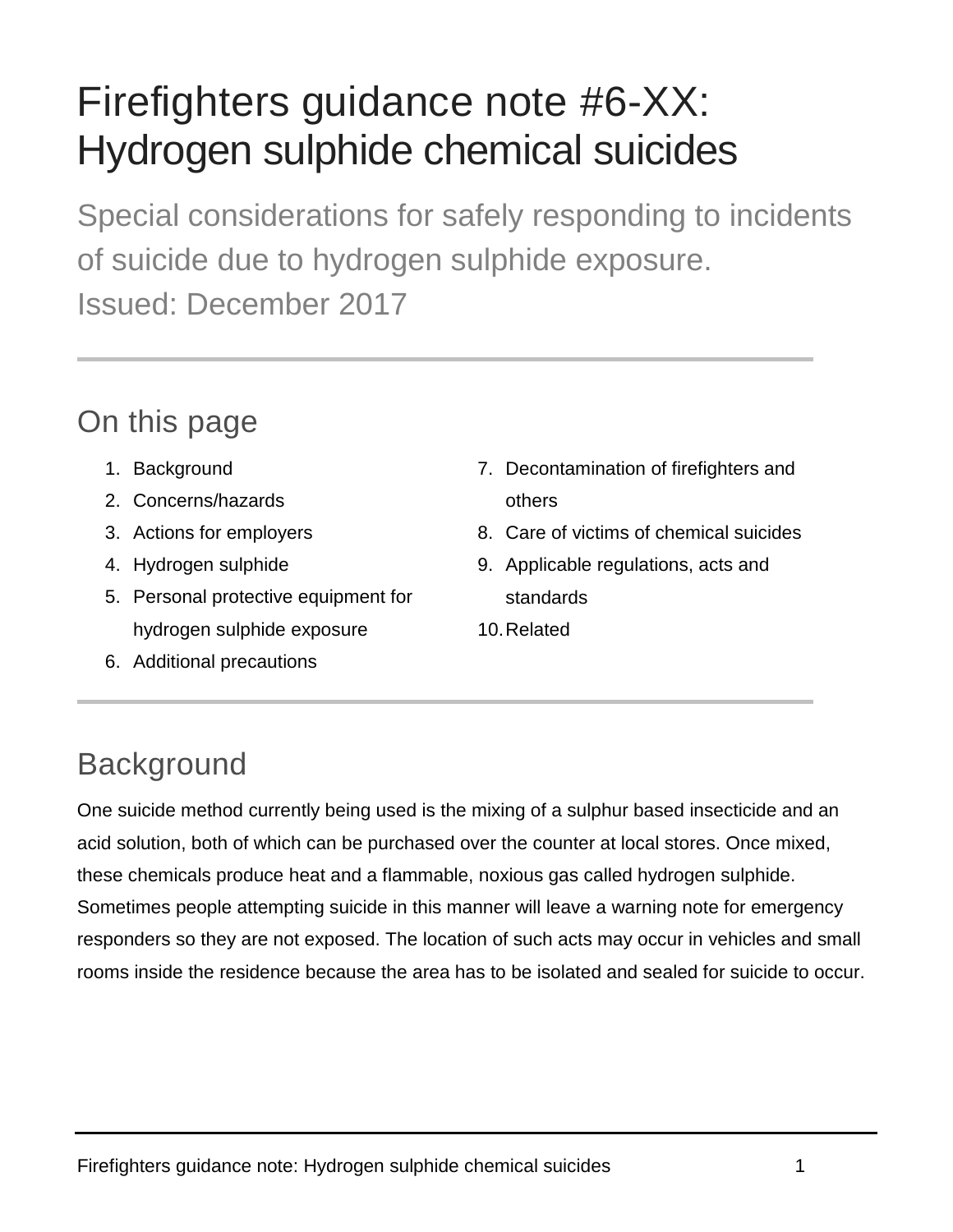# Firefighters guidance note #6-XX: Hydrogen sulphide chemical suicides

Special considerations for safely responding to incidents of suicide due to hydrogen sulphide exposure.
Issued: December 2017

## On this page

1. Background
2. Concerns/hazards
3. Actions for employers
4. Hydrogen sulphide
5. Personal protective equipment for hydrogen sulphide exposure
6. Additional precautions
7. Decontamination of firefighters and others
8. Care of victims of chemical suicides
9. Applicable regulations, acts and standards
10. Related

## Background

One suicide method currently being used is the mixing of a sulphur based insecticide and an acid solution, both of which can be purchased over the counter at local stores. Once mixed, these chemicals produce heat and a flammable, noxious gas called hydrogen sulphide. Sometimes people attempting suicide in this manner will leave a warning note for emergency responders so they are not exposed. The location of such acts may occur in vehicles and small rooms inside the residence because the area has to be isolated and sealed for suicide to occur.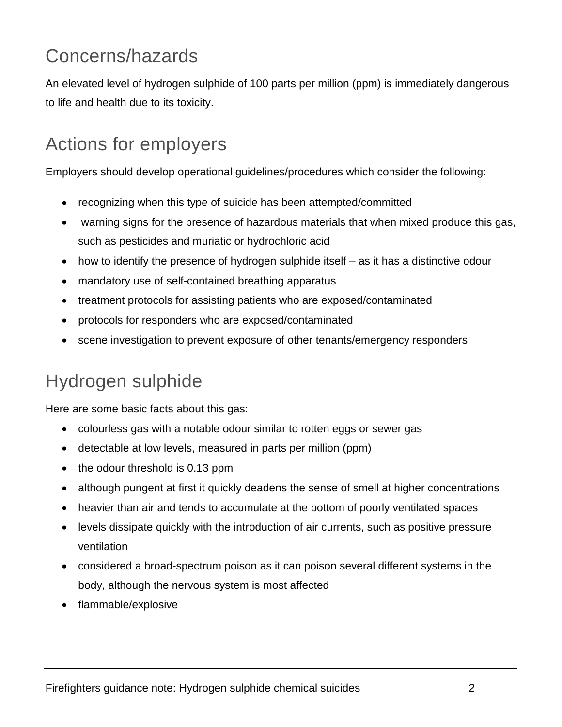## Concerns/hazards

An elevated level of hydrogen sulphide of 100 parts per million (ppm) is immediately dangerous to life and health due to its toxicity.

## Actions for employers

Employers should develop operational guidelines/procedures which consider the following:

- recognizing when this type of suicide has been attempted/committed
- warning signs for the presence of hazardous materials that when mixed produce this gas, such as pesticides and muriatic or hydrochloric acid
- how to identify the presence of hydrogen sulphide itself – as it has a distinctive odour
- mandatory use of self-contained breathing apparatus
- treatment protocols for assisting patients who are exposed/contaminated
- protocols for responders who are exposed/contaminated
- scene investigation to prevent exposure of other tenants/emergency responders

## Hydrogen sulphide

Here are some basic facts about this gas:

- colourless gas with a notable odour similar to rotten eggs or sewer gas
- detectable at low levels, measured in parts per million (ppm)
- the odour threshold is 0.13 ppm
- although pungent at first it quickly deadens the sense of smell at higher concentrations
- heavier than air and tends to accumulate at the bottom of poorly ventilated spaces
- levels dissipate quickly with the introduction of air currents, such as positive pressure ventilation
- considered a broad-spectrum poison as it can poison several different systems in the body, although the nervous system is most affected
- flammable/explosive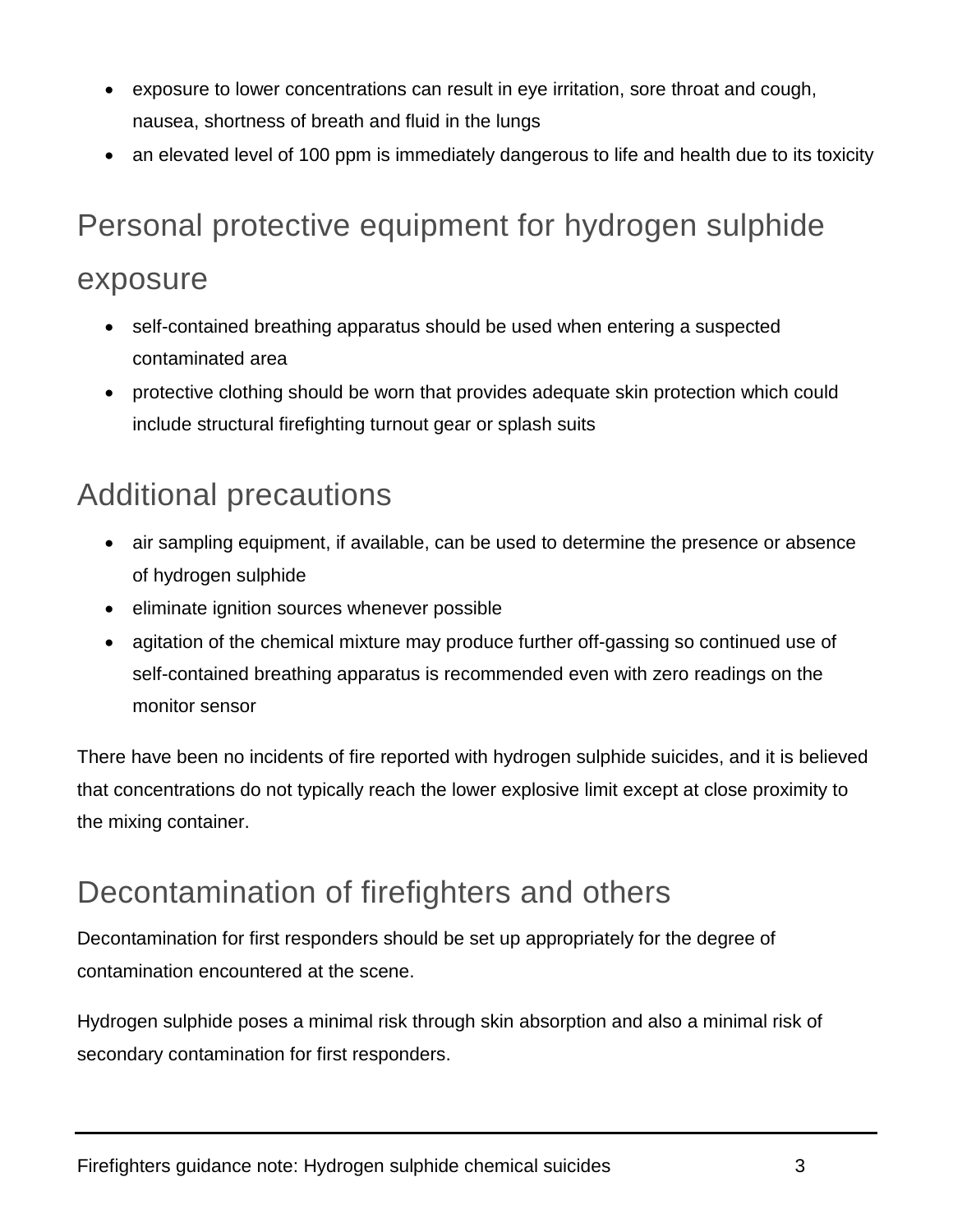- exposure to lower concentrations can result in eye irritation, sore throat and cough, nausea, shortness of breath and fluid in the lungs
- an elevated level of 100 ppm is immediately dangerous to life and health due to its toxicity

## Personal protective equipment for hydrogen sulphide exposure

- self-contained breathing apparatus should be used when entering a suspected contaminated area
- protective clothing should be worn that provides adequate skin protection which could include structural firefighting turnout gear or splash suits

## Additional precautions

- air sampling equipment, if available, can be used to determine the presence or absence of hydrogen sulphide
- eliminate ignition sources whenever possible
- agitation of the chemical mixture may produce further off-gassing so continued use of self-contained breathing apparatus is recommended even with zero readings on the monitor sensor

There have been no incidents of fire reported with hydrogen sulphide suicides, and it is believed that concentrations do not typically reach the lower explosive limit except at close proximity to the mixing container.

## Decontamination of firefighters and others

Decontamination for first responders should be set up appropriately for the degree of contamination encountered at the scene.

Hydrogen sulphide poses a minimal risk through skin absorption and also a minimal risk of secondary contamination for first responders.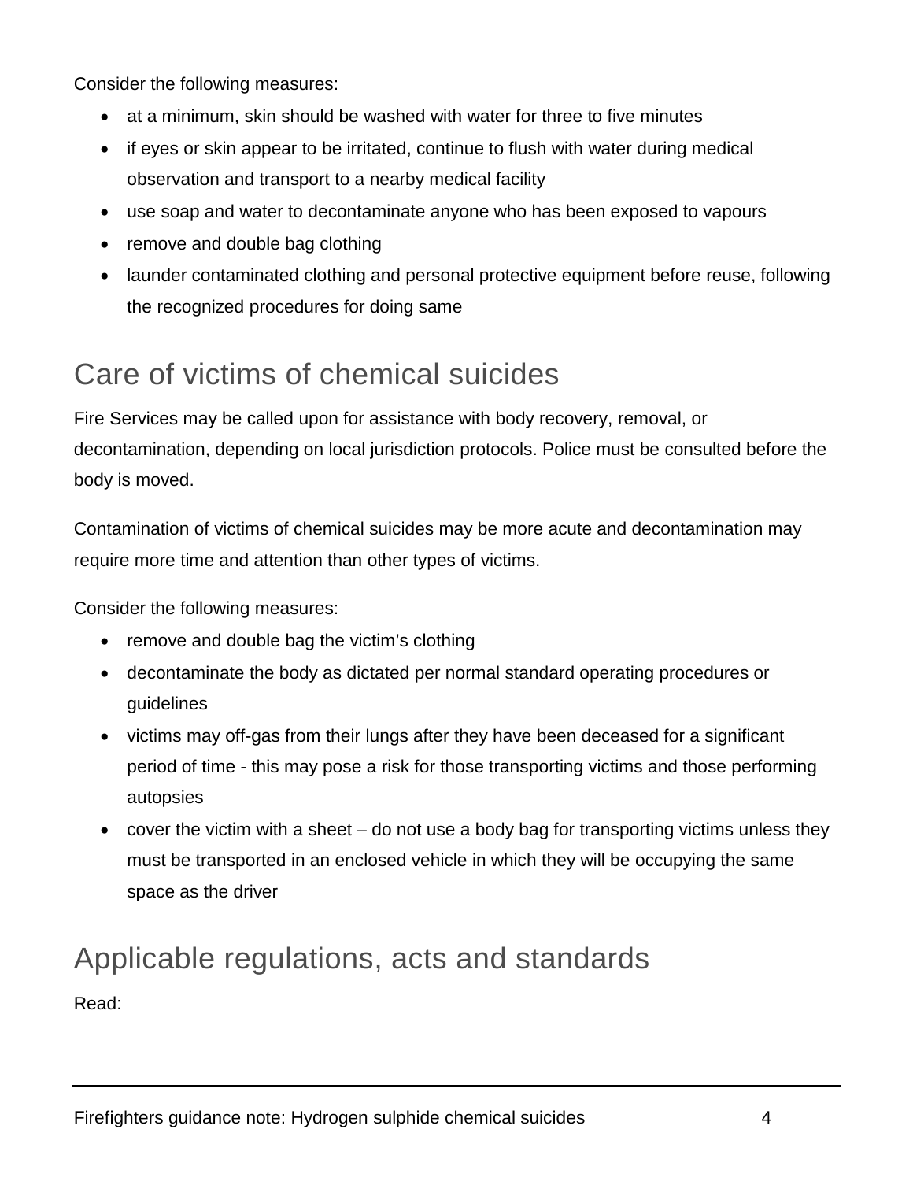Consider the following measures:

- at a minimum, skin should be washed with water for three to five minutes
- if eyes or skin appear to be irritated, continue to flush with water during medical observation and transport to a nearby medical facility
- use soap and water to decontaminate anyone who has been exposed to vapours
- remove and double bag clothing
- launder contaminated clothing and personal protective equipment before reuse, following the recognized procedures for doing same

## Care of victims of chemical suicides

Fire Services may be called upon for assistance with body recovery, removal, or decontamination, depending on local jurisdiction protocols. Police must be consulted before the body is moved.

Contamination of victims of chemical suicides may be more acute and decontamination may require more time and attention than other types of victims.

Consider the following measures:

- remove and double bag the victim's clothing
- decontaminate the body as dictated per normal standard operating procedures or guidelines
- victims may off-gas from their lungs after they have been deceased for a significant period of time - this may pose a risk for those transporting victims and those performing autopsies
- cover the victim with a sheet – do not use a body bag for transporting victims unless they must be transported in an enclosed vehicle in which they will be occupying the same space as the driver

## Applicable regulations, acts and standards

Read: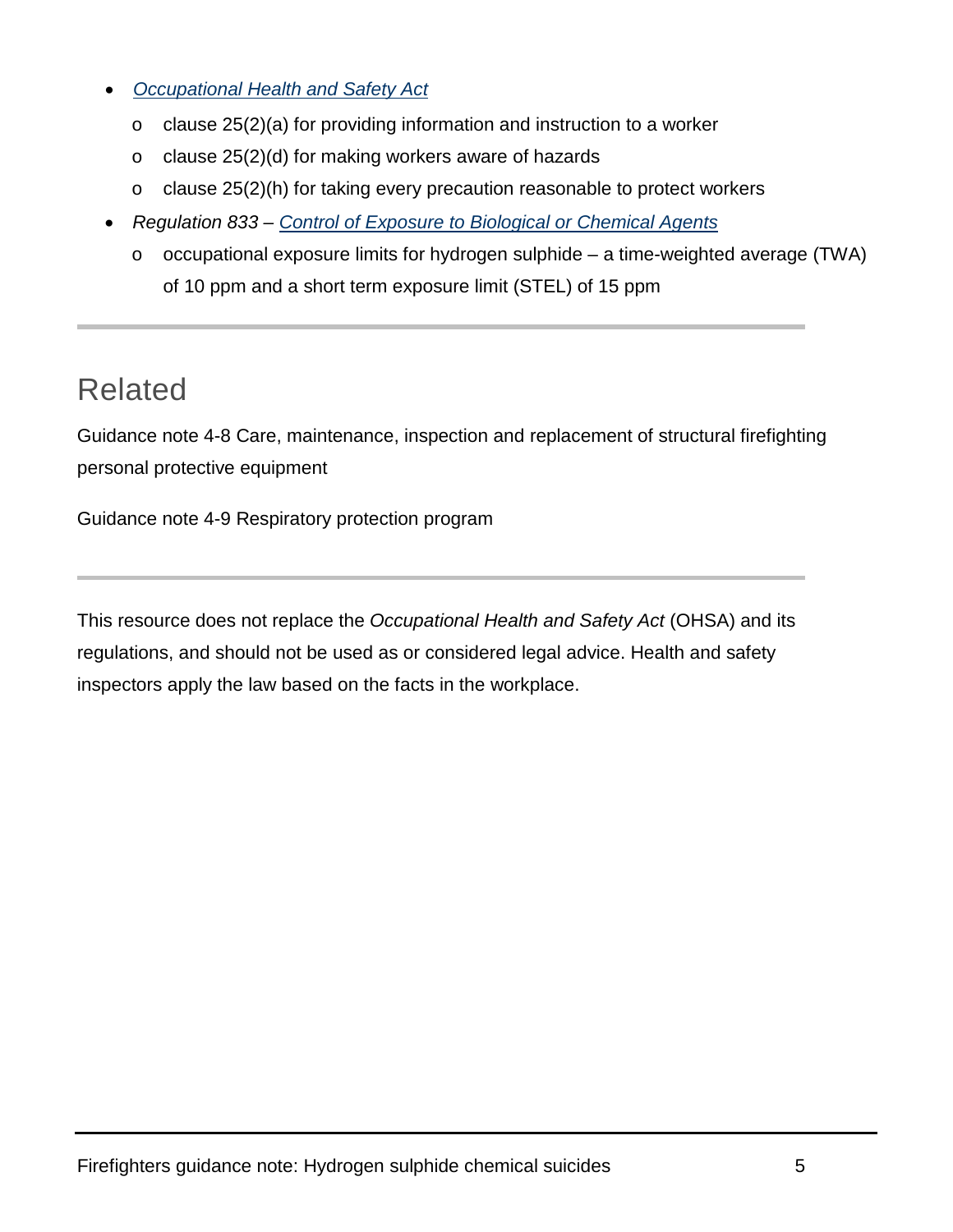- *Occupational Health and Safety Act*
    - clause 25(2)(a) for providing information and instruction to a worker
    - clause 25(2)(d) for making workers aware of hazards
    - clause 25(2)(h) for taking every precaution reasonable to protect workers
- *Regulation 833* – Control of Exposure to Biological or Chemical Agents
    - occupational exposure limits for hydrogen sulphide – a time-weighted average (TWA) of 10 ppm and a short term exposure limit (STEL) of 15 ppm

---

## Related

Guidance note 4-8 Care, maintenance, inspection and replacement of structural firefighting personal protective equipment

Guidance note 4-9 Respiratory protection program

---

This resource does not replace the *Occupational Health and Safety Act* (OHSA) and its regulations, and should not be used as or considered legal advice. Health and safety inspectors apply the law based on the facts in the workplace.